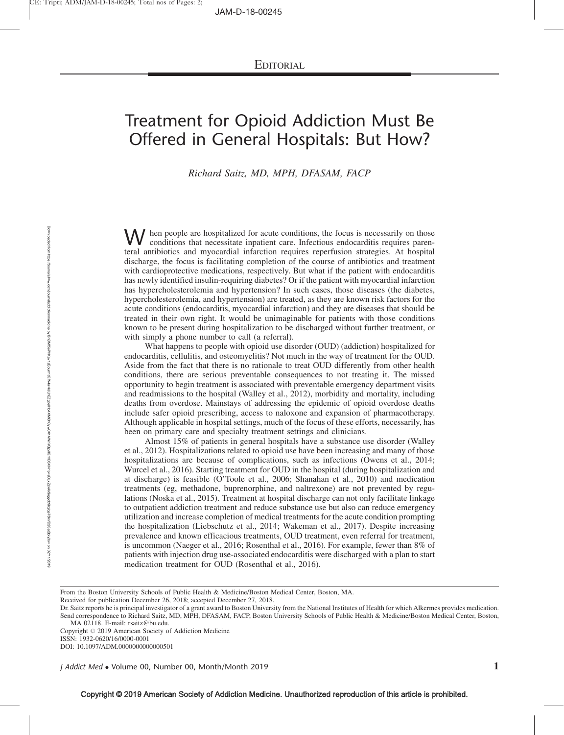# Editorial

## Treatment for Opioid Addiction Must Be Offered in General Hospitals: But How?

*Richard Saitz, MD, MPH, DFASAM, FACP*

When people are hospitalized for acute conditions, the focus is necessarily on those conditions that necessitate inpatient care. Infectious endocarditis requires parenteral antibiotics and myocardial infarction requires reperfusion strategies. At hospital discharge, the focus is facilitating completion of the course of antibiotics and treatment with cardioprotective medications, respectively. But what if the patient with endocarditis has newly identified insulin-requiring diabetes? Or if the patient with myocardial infarction has hypercholesterolemia and hypertension? In such cases, those diseases (the diabetes, hypercholesterolemia, and hypertension) are treated, as they are known risk factors for the acute conditions (endocarditis, myocardial infarction) and they are diseases that should be treated in their own right. It would be unimaginable for patients with those conditions known to be present during hospitalization to be discharged without further treatment, or with simply a phone number to call (a referral).

What happens to people with opioid use disorder (OUD) (addiction) hospitalized for endocarditis, cellulitis, and osteomyelitis? Not much in the way of treatment for the OUD. Aside from the fact that there is no rationale to treat OUD differently from other health conditions, there are serious preventable consequences to not treating it. The missed opportunity to begin treatment is associated with preventable emergency department visits and readmissions to the hospital (Walley et al., 2012), morbidity and mortality, including deaths from overdose. Mainstays of addressing the epidemic of opioid overdose deaths include safer opioid prescribing, access to naloxone and expansion of pharmacotherapy. Although applicable in hospital settings, much of the focus of these efforts, necessarily, has been on primary care and specialty treatment settings and clinicians.

Almost 15% of patients in general hospitals have a substance use disorder (Walley et al., 2012). Hospitalizations related to opioid use have been increasing and many of those hospitalizations are because of complications, such as infections (Owens et al., 2014; Wurcel et al., 2016). Starting treatment for OUD in the hospital (during hospitalization and at discharge) is feasible (O'Toole et al., 2006; Shanahan et al., 2010) and medication treatments (eg, methadone, buprenorphine, and naltrexone) are not prevented by regulations (Noska et al., 2015). Treatment at hospital discharge can not only facilitate linkage to outpatient addiction treatment and reduce substance use but also can reduce emergency utilization and increase completion of medical treatments for the acute condition prompting the hospitalization (Liebschutz et al., 2014; Wakeman et al., 2017). Despite increasing prevalence and known efficacious treatments, OUD treatment, even referral for treatment, is uncommon (Naeger et al., 2016; Rosenthal et al., 2016). For example, fewer than 8% of patients with injection drug use-associated endocarditis were discharged with a plan to start medication treatment for OUD (Rosenthal et al., 2016).

---

From the Boston University Schools of Public Health & Medicine/Boston Medical Center, Boston, MA.

Received for publication December 26, 2018; accepted December 27, 2018.

Dr. Saitz reports he is principal investigator of a grant award to Boston University from the National Institutes of Health for which Alkermes provides medication.

Send correspondence to Richard Saitz, MD, MPH, DFASAM, FACP, Boston University Schools of Public Health & Medicine/Boston Medical Center, Boston, MA 02118. E-mail: rsaitz@bu.edu.

Copyright © 2019 American Society of Addiction Medicine

ISSN: 1932-0620/16/0000-0001

DOI: 10.1097/ADM.0000000000000501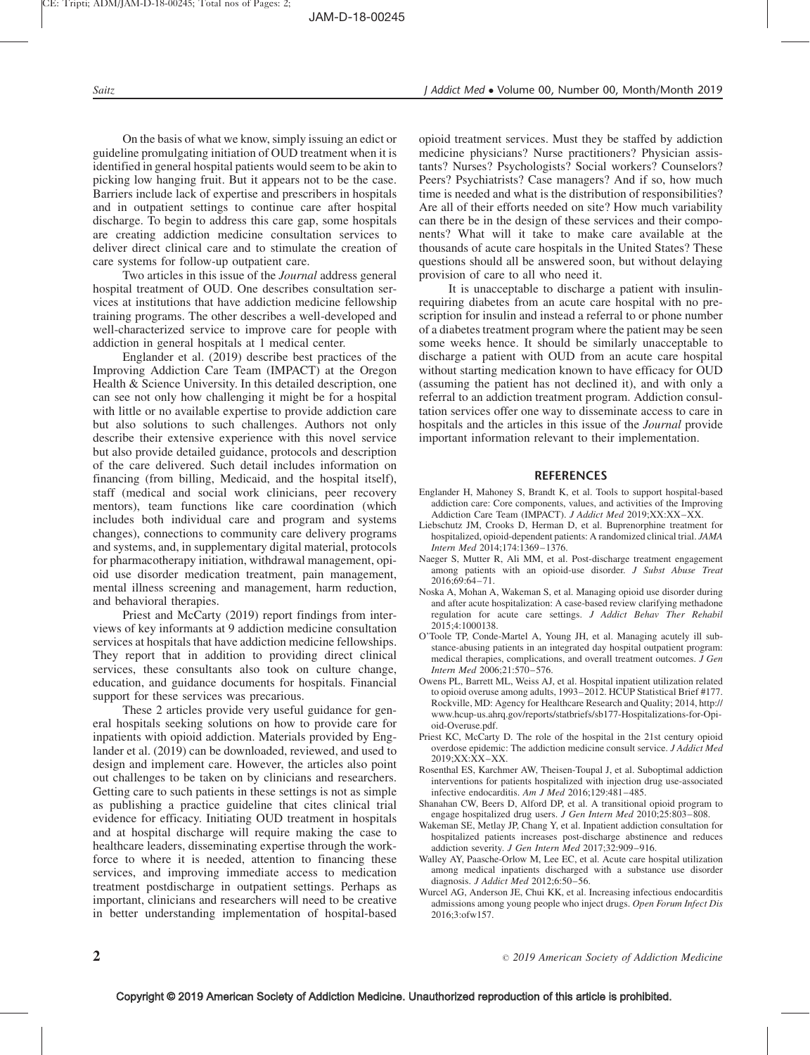On the basis of what we know, simply issuing an edict or guideline promulgating initiation of OUD treatment when it is identified in general hospital patients would seem to be akin to picking low hanging fruit. But it appears not to be the case. Barriers include lack of expertise and prescribers in hospitals and in outpatient settings to continue care after hospital discharge. To begin to address this care gap, some hospitals are creating addiction medicine consultation services to deliver direct clinical care and to stimulate the creation of care systems for follow-up outpatient care.

Two articles in this issue of the *Journal* address general hospital treatment of OUD. One describes consultation services at institutions that have addiction medicine fellowship training programs. The other describes a well-developed and well-characterized service to improve care for people with addiction in general hospitals at 1 medical center.

Englander et al. (2019) describe best practices of the Improving Addiction Care Team (IMPACT) at the Oregon Health & Science University. In this detailed description, one can see not only how challenging it might be for a hospital with little or no available expertise to provide addiction care but also solutions to such challenges. Authors not only describe their extensive experience with this novel service but also provide detailed guidance, protocols and description of the care delivered. Such detail includes information on financing (from billing, Medicaid, and the hospital itself), staff (medical and social work clinicians, peer recovery mentors), team functions like care coordination (which includes both individual care and program and systems changes), connections to community care delivery programs and systems, and, in supplementary digital material, protocols for pharmacotherapy initiation, withdrawal management, opioid use disorder medication treatment, pain management, mental illness screening and management, harm reduction, and behavioral therapies.

Priest and McCarty (2019) report findings from interviews of key informants at 9 addiction medicine consultation services at hospitals that have addiction medicine fellowships. They report that in addition to providing direct clinical services, these consultants also took on culture change, education, and guidance documents for hospitals. Financial support for these services was precarious.

These 2 articles provide very useful guidance for general hospitals seeking solutions on how to provide care for inpatients with opioid addiction. Materials provided by Englander et al. (2019) can be downloaded, reviewed, and used to design and implement care. However, the articles also point out challenges to be taken on by clinicians and researchers. Getting care to such patients in these settings is not as simple as publishing a practice guideline that cites clinical trial evidence for efficacy. Initiating OUD treatment in hospitals and at hospital discharge will require making the case to healthcare leaders, disseminating expertise through the workforce to where it is needed, attention to financing these services, and improving immediate access to medication treatment postdischarge in outpatient settings. Perhaps as important, clinicians and researchers will need to be creative in better understanding implementation of hospital-based opioid treatment services. Must they be staffed by addiction medicine physicians? Nurse practitioners? Physician assistants? Nurses? Psychologists? Social workers? Counselors? Peers? Psychiatrists? Case managers? And if so, how much time is needed and what is the distribution of responsibilities? Are all of their efforts needed on site? How much variability can there be in the design of these services and their components? What will it take to make care available at the thousands of acute care hospitals in the United States? These questions should all be answered soon, but without delaying provision of care to all who need it.

It is unacceptable to discharge a patient with insulin-requiring diabetes from an acute care hospital with no prescription for insulin and instead a referral to or phone number of a diabetes treatment program where the patient may be seen some weeks hence. It should be similarly unacceptable to discharge a patient with OUD from an acute care hospital without starting medication known to have efficacy for OUD (assuming the patient has not declined it), and with only a referral to an addiction treatment program. Addiction consultation services offer one way to disseminate access to care in hospitals and the articles in this issue of the *Journal* provide important information relevant to their implementation.

## REFERENCES

Englander H, Mahoney S, Brandt K, et al. Tools to support hospital-based addiction care: Core components, values, and activities of the Improving Addiction Care Team (IMPACT). *J Addict Med* 2019;XX:XX–XX.

Liebschutz JM, Crooks D, Herman D, et al. Buprenorphine treatment for hospitalized, opioid-dependent patients: A randomized clinical trial. *JAMA Intern Med* 2014;174:1369–1376.

Naeger S, Mutter R, Ali MM, et al. Post-discharge treatment engagement among patients with an opioid-use disorder. *J Subst Abuse Treat* 2016;69:64–71.

Noska A, Mohan A, Wakeman S, et al. Managing opioid use disorder during and after acute hospitalization: A case-based review clarifying methadone regulation for acute care settings. *J Addict Behav Ther Rehabil* 2015;4:1000138.

O'Toole TP, Conde-Martel A, Young JH, et al. Managing acutely ill substance-abusing patients in an integrated day hospital outpatient program: medical therapies, complications, and overall treatment outcomes. *J Gen Intern Med* 2006;21:570–576.

Owens PL, Barrett ML, Weiss AJ, et al. Hospital inpatient utilization related to opioid overuse among adults, 1993–2012. HCUP Statistical Brief #177. Rockville, MD: Agency for Healthcare Research and Quality; 2014, http://www.hcup-us.ahrq.gov/reports/statbriefs/sb177-Hospitalizations-for-Opioid-Overuse.pdf.

Priest KC, McCarty D. The role of the hospital in the 21st century opioid overdose epidemic: The addiction medicine consult service. *J Addict Med* 2019;XX:XX–XX.

Rosenthal ES, Karchmer AW, Theisen-Toupal J, et al. Suboptimal addiction interventions for patients hospitalized with injection drug use-associated infective endocarditis. *Am J Med* 2016;129:481–485.

Shanahan CW, Beers D, Alford DP, et al. A transitional opioid program to engage hospitalized drug users. *J Gen Intern Med* 2010;25:803–808.

Wakeman SE, Metlay JP, Chang Y, et al. Inpatient addiction consultation for hospitalized patients increases post-discharge abstinence and reduces addiction severity. *J Gen Intern Med* 2017;32:909–916.

Walley AY, Paasche-Orlow M, Lee EC, et al. Acute care hospital utilization among medical inpatients discharged with a substance use disorder diagnosis. *J Addict Med* 2012;6:50–56.

Wurcel AG, Anderson JE, Chui KK, et al. Increasing infectious endocarditis admissions among young people who inject drugs. *Open Forum Infect Dis* 2016;3:ofw157.